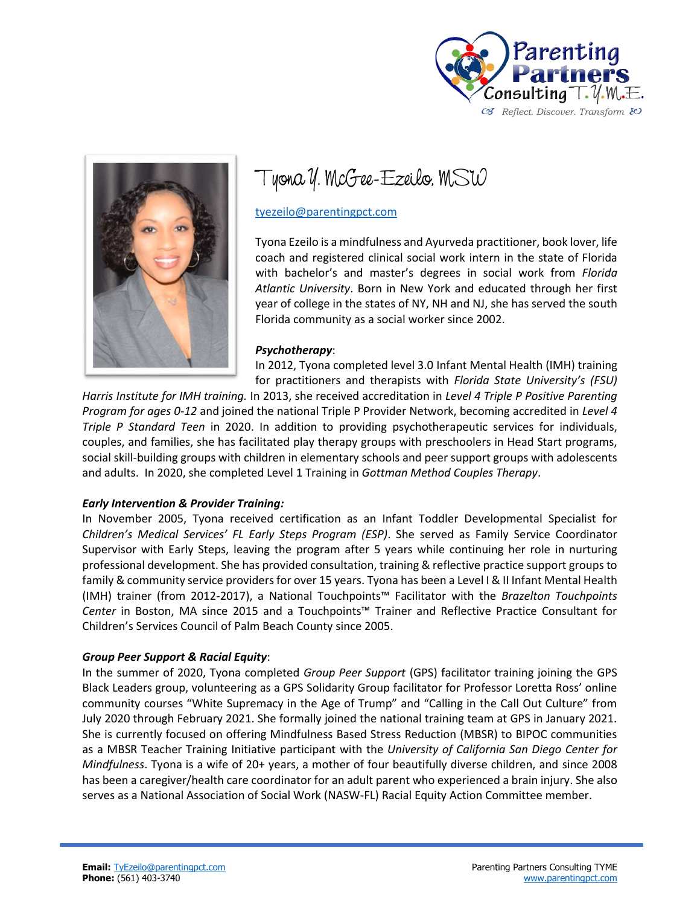Parenting Partners Consulting T.Y.M.E.

Reflect. Discover. Transform

# Tyona Y. McGee-Ezeilo, MSW

[tyezeilo@parentingpct.com](mailto:tyezeilo@parentingpct.com)

Tyona Ezeilo is a mindfulness and Ayurveda practitioner, book lover, life coach and registered clinical social work intern in the state of Florida with bachelor's and master's degrees in social work from *Florida Atlantic University*. Born in New York and educated through her first year of college in the states of NY, NH and NJ, she has served the south Florida community as a social worker since 2002.

***Psychotherapy***:

In 2012, Tyona completed level 3.0 Infant Mental Health (IMH) training for practitioners and therapists with *Florida State University's (FSU) Harris Institute for IMH training.* In 2013, she received accreditation in *Level 4 Triple P Positive Parenting Program for ages 0-12* and joined the national Triple P Provider Network, becoming accredited in *Level 4 Triple P Standard Teen* in 2020. In addition to providing psychotherapeutic services for individuals, couples, and families, she has facilitated play therapy groups with preschoolers in Head Start programs, social skill-building groups with children in elementary schools and peer support groups with adolescents and adults. In 2020, she completed Level 1 Training in *Gottman Method Couples Therapy*.

***Early Intervention & Provider Training:***

In November 2005, Tyona received certification as an Infant Toddler Developmental Specialist for *Children's Medical Services' FL Early Steps Program (ESP)*. She served as Family Service Coordinator Supervisor with Early Steps, leaving the program after 5 years while continuing her role in nurturing professional development. She has provided consultation, training & reflective practice support groups to family & community service providers for over 15 years. Tyona has been a Level I & II Infant Mental Health (IMH) trainer (from 2012-2017), a National Touchpoints™ Facilitator with the *Brazelton Touchpoints Center* in Boston, MA since 2015 and a Touchpoints™ Trainer and Reflective Practice Consultant for Children's Services Council of Palm Beach County since 2005.

***Group Peer Support & Racial Equity***:

In the summer of 2020, Tyona completed *Group Peer Support* (GPS) facilitator training joining the GPS Black Leaders group, volunteering as a GPS Solidarity Group facilitator for Professor Loretta Ross' online community courses "White Supremacy in the Age of Trump" and "Calling in the Call Out Culture" from July 2020 through February 2021. She formally joined the national training team at GPS in January 2021. She is currently focused on offering Mindfulness Based Stress Reduction (MBSR) to BIPOC communities as a MBSR Teacher Training Initiative participant with the *University of California San Diego Center for Mindfulness*. Tyona is a wife of 20+ years, a mother of four beautifully diverse children, and since 2008 has been a caregiver/health care coordinator for an adult parent who experienced a brain injury. She also serves as a National Association of Social Work (NASW-FL) Racial Equity Action Committee member.

**Email:** [TyEzeilo@parentingpct.com](mailto:TyEzeilo@parentingpct.com)
**Phone:** (561) 403-3740

Parenting Partners Consulting TYME
[www.parentingpct.com](http://www.parentingpct.com)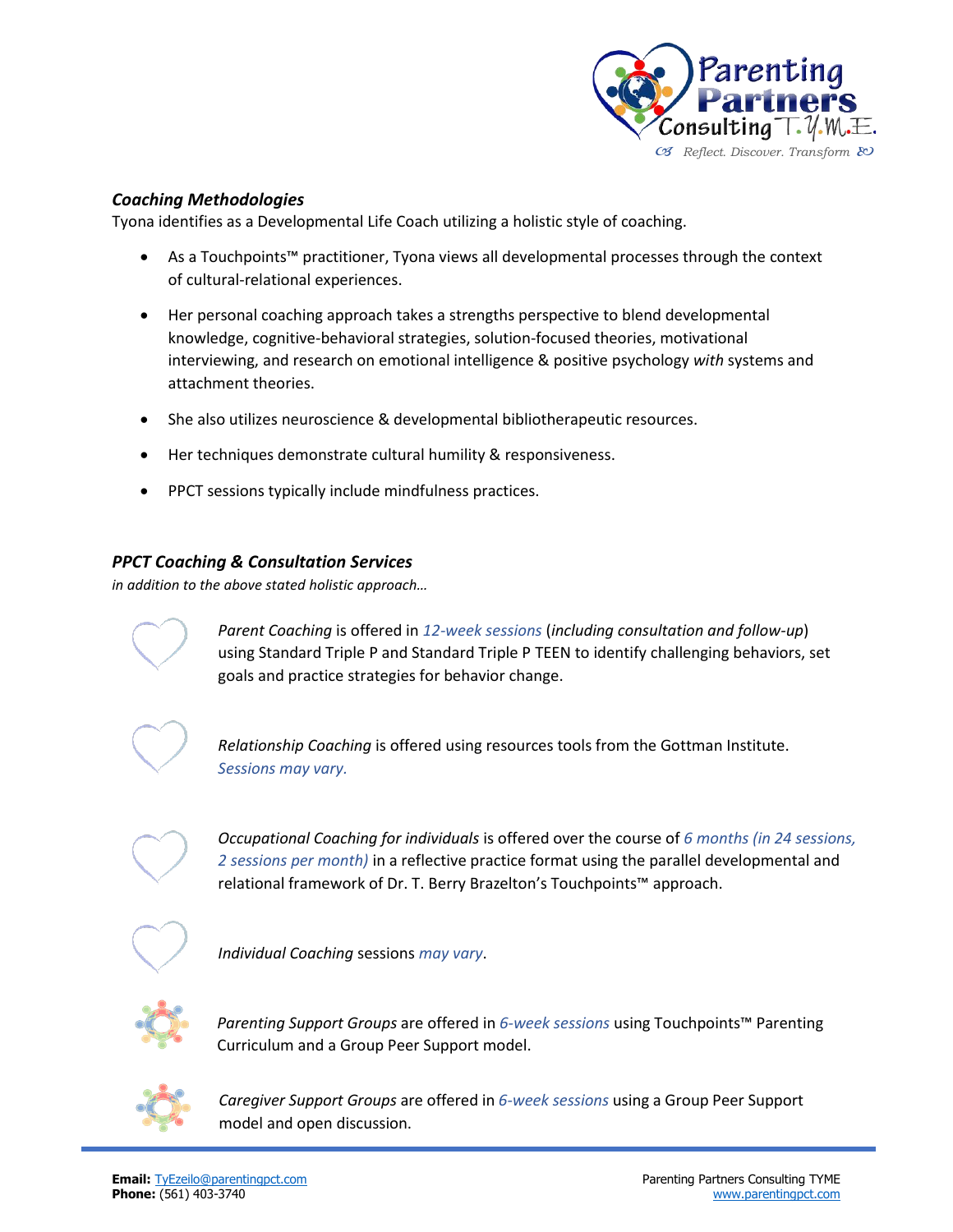### *Coaching Methodologies*

Tyona identifies as a Developmental Life Coach utilizing a holistic style of coaching.

- As a Touchpoints™ practitioner, Tyona views all developmental processes through the context of cultural-relational experiences.
- Her personal coaching approach takes a strengths perspective to blend developmental knowledge, cognitive-behavioral strategies, solution-focused theories, motivational interviewing, and research on emotional intelligence & positive psychology *with* systems and attachment theories.
- She also utilizes neuroscience & developmental bibliotherapeutic resources.
- Her techniques demonstrate cultural humility & responsiveness.
- PPCT sessions typically include mindfulness practices.

### *PPCT Coaching & Consultation Services*

*in addition to the above stated holistic approach…*

*Parent Coaching* is offered in *12-week sessions* (*including consultation and follow-up*) using Standard Triple P and Standard Triple P TEEN to identify challenging behaviors, set goals and practice strategies for behavior change.

*Relationship Coaching* is offered using resources tools from the Gottman Institute. *Sessions may vary.*

*Occupational Coaching for individuals* is offered over the course of *6 months (in 24 sessions, 2 sessions per month)* in a reflective practice format using the parallel developmental and relational framework of Dr. T. Berry Brazelton's Touchpoints™ approach.

*Individual Coaching* sessions *may vary*.

*Parenting Support Groups* are offered in *6-week sessions* using Touchpoints™ Parenting Curriculum and a Group Peer Support model.

*Caregiver Support Groups* are offered in *6-week sessions* using a Group Peer Support model and open discussion.

**Email:** TyEzeilo@parentingpct.com
**Phone:** (561) 403-3740

Parenting Partners Consulting TYME
www.parentingpct.com